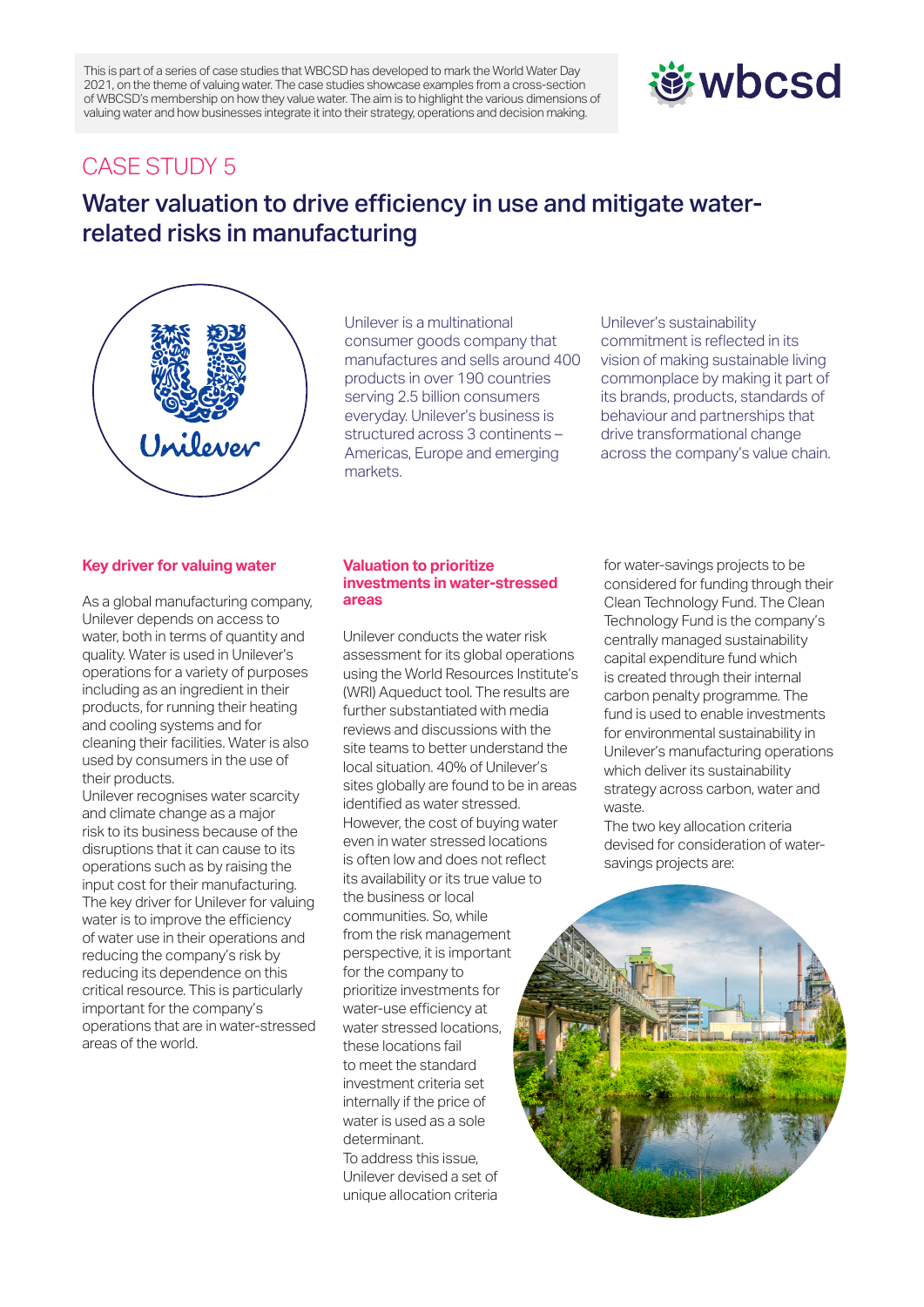This is part of a series of case studies that WBCSD has developed to mark the World Water Day 2021, on the theme of valuing water. The case studies showcase examples from a cross-section of WBCSD's membership on how they value water. The aim is to highlight the various dimensions of valuing water and how businesses integrate it into their strategy, operations and decision making.

CASE STUDY 5

# Water valuation to drive efficiency in use and mitigate water-related risks in manufacturing

Unilever is a multinational consumer goods company that manufactures and sells around 400 products in over 190 countries serving 2.5 billion consumers everyday. Unilever's business is structured across 3 continents – Americas, Europe and emerging markets.

Unilever's sustainability commitment is reflected in its vision of making sustainable living commonplace by making it part of its brands, products, standards of behaviour and partnerships that drive transformational change across the company's value chain.

## Key driver for valuing water

As a global manufacturing company, Unilever depends on access to water, both in terms of quantity and quality. Water is used in Unilever's operations for a variety of purposes including as an ingredient in their products, for running their heating and cooling systems and for cleaning their facilities. Water is also used by consumers in the use of their products.

Unilever recognises water scarcity and climate change as a major risk to its business because of the disruptions that it can cause to its operations such as by raising the input cost for their manufacturing. The key driver for Unilever for valuing water is to improve the efficiency of water use in their operations and reducing the company's risk by reducing its dependence on this critical resource. This is particularly important for the company's operations that are in water-stressed areas of the world.

## Valuation to prioritize investments in water-stressed areas

Unilever conducts the water risk assessment for its global operations using the World Resources Institute's (WRI) Aqueduct tool. The results are further substantiated with media reviews and discussions with the site teams to better understand the local situation. 40% of Unilever's sites globally are found to be in areas identified as water stressed.

However, the cost of buying water even in water stressed locations is often low and does not reflect its availability or its true value to the business or local communities. So, while from the risk management perspective, it is important for the company to prioritize investments for water-use efficiency at water stressed locations, these locations fail to meet the standard investment criteria set internally if the price of water is used as a sole determinant.

To address this issue, Unilever devised a set of unique allocation criteria for water-savings projects to be considered for funding through their Clean Technology Fund. The Clean Technology Fund is the company's centrally managed sustainability capital expenditure fund which is created through their internal carbon penalty programme. The fund is used to enable investments for environmental sustainability in Unilever's manufacturing operations which deliver its sustainability strategy across carbon, water and waste.

The two key allocation criteria devised for consideration of water-savings projects are: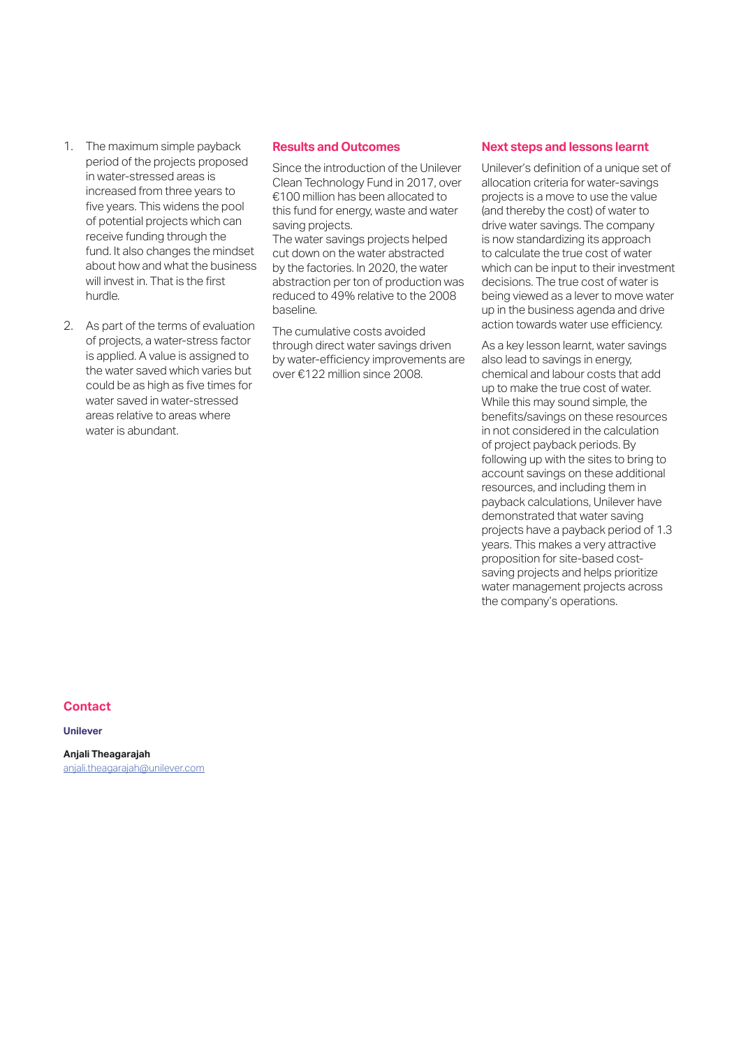1. The maximum simple payback period of the projects proposed in water-stressed areas is increased from three years to five years. This widens the pool of potential projects which can receive funding through the fund. It also changes the mindset about how and what the business will invest in. That is the first hurdle.

2. As part of the terms of evaluation of projects, a water-stress factor is applied. A value is assigned to the water saved which varies but could be as high as five times for water saved in water-stressed areas relative to areas where water is abundant.

## Results and Outcomes

Since the introduction of the Unilever Clean Technology Fund in 2017, over €100 million has been allocated to this fund for energy, waste and water saving projects.
The water savings projects helped cut down on the water abstracted by the factories. In 2020, the water abstraction per ton of production was reduced to 49% relative to the 2008 baseline.

The cumulative costs avoided through direct water savings driven by water-efficiency improvements are over €122 million since 2008.

## Next steps and lessons learnt

Unilever's definition of a unique set of allocation criteria for water-savings projects is a move to use the value (and thereby the cost) of water to drive water savings. The company is now standardizing its approach to calculate the true cost of water which can be input to their investment decisions. The true cost of water is being viewed as a lever to move water up in the business agenda and drive action towards water use efficiency.

As a key lesson learnt, water savings also lead to savings in energy, chemical and labour costs that add up to make the true cost of water. While this may sound simple, the benefits/savings on these resources in not considered in the calculation of project payback periods. By following up with the sites to bring to account savings on these additional resources, and including them in payback calculations, Unilever have demonstrated that water saving projects have a payback period of 1.3 years. This makes a very attractive proposition for site-based cost-saving projects and helps prioritize water management projects across the company's operations.

## Contact

**Unilever**

**Anjali Theagarajah**
anjali.theagarajah@unilever.com